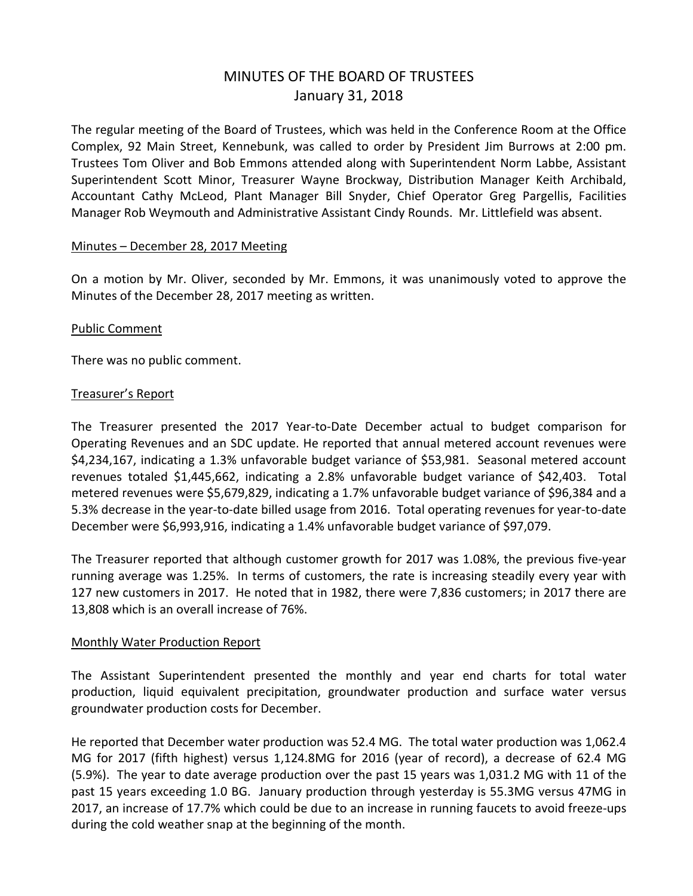# MINUTES OF THE BOARD OF TRUSTEES
## January 31, 2018

The regular meeting of the Board of Trustees, which was held in the Conference Room at the Office Complex, 92 Main Street, Kennebunk, was called to order by President Jim Burrows at 2:00 pm. Trustees Tom Oliver and Bob Emmons attended along with Superintendent Norm Labbe, Assistant Superintendent Scott Minor, Treasurer Wayne Brockway, Distribution Manager Keith Archibald, Accountant Cathy McLeod, Plant Manager Bill Snyder, Chief Operator Greg Pargellis, Facilities Manager Rob Weymouth and Administrative Assistant Cindy Rounds. Mr. Littlefield was absent.

### Minutes – December 28, 2017 Meeting

On a motion by Mr. Oliver, seconded by Mr. Emmons, it was unanimously voted to approve the Minutes of the December 28, 2017 meeting as written.

### Public Comment

There was no public comment.

### Treasurer's Report

The Treasurer presented the 2017 Year-to-Date December actual to budget comparison for Operating Revenues and an SDC update. He reported that annual metered account revenues were $4,234,167, indicating a 1.3% unfavorable budget variance of $53,981. Seasonal metered account revenues totaled $1,445,662, indicating a 2.8% unfavorable budget variance of $42,403. Total metered revenues were $5,679,829, indicating a 1.7% unfavorable budget variance of $96,384 and a 5.3% decrease in the year-to-date billed usage from 2016. Total operating revenues for year-to-date December were $6,993,916, indicating a 1.4% unfavorable budget variance of $97,079.

The Treasurer reported that although customer growth for 2017 was 1.08%, the previous five-year running average was 1.25%. In terms of customers, the rate is increasing steadily every year with 127 new customers in 2017. He noted that in 1982, there were 7,836 customers; in 2017 there are 13,808 which is an overall increase of 76%.

### Monthly Water Production Report

The Assistant Superintendent presented the monthly and year end charts for total water production, liquid equivalent precipitation, groundwater production and surface water versus groundwater production costs for December.

He reported that December water production was 52.4 MG. The total water production was 1,062.4 MG for 2017 (fifth highest) versus 1,124.8MG for 2016 (year of record), a decrease of 62.4 MG (5.9%). The year to date average production over the past 15 years was 1,031.2 MG with 11 of the past 15 years exceeding 1.0 BG. January production through yesterday is 55.3MG versus 47MG in 2017, an increase of 17.7% which could be due to an increase in running faucets to avoid freeze-ups during the cold weather snap at the beginning of the month.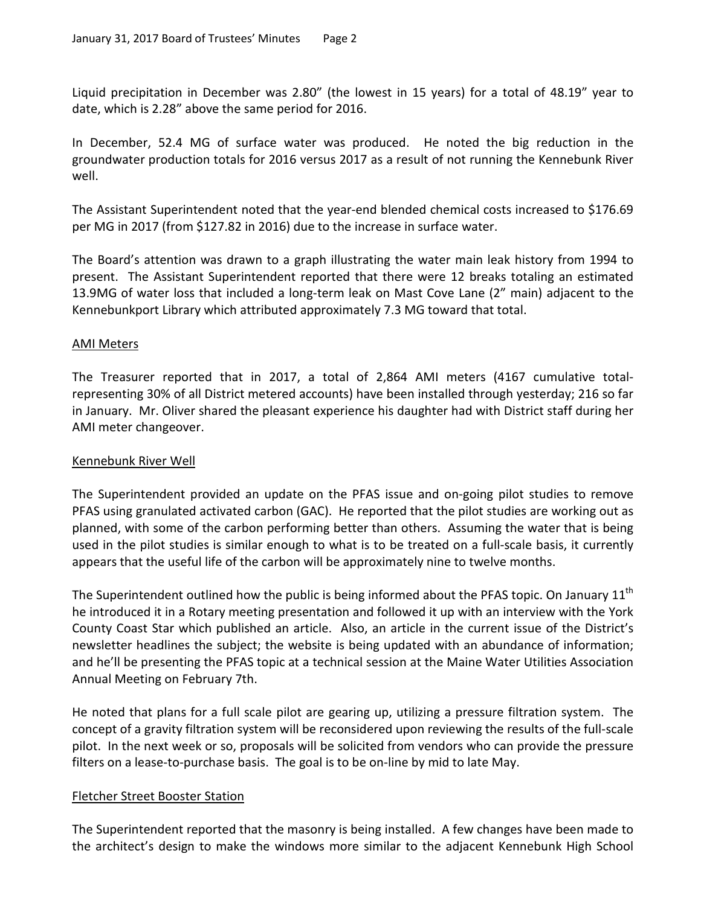Liquid precipitation in December was 2.80" (the lowest in 15 years) for a total of 48.19" year to date, which is 2.28" above the same period for 2016.

In December, 52.4 MG of surface water was produced. He noted the big reduction in the groundwater production totals for 2016 versus 2017 as a result of not running the Kennebunk River well.

The Assistant Superintendent noted that the year-end blended chemical costs increased to $176.69 per MG in 2017 (from $127.82 in 2016) due to the increase in surface water.

The Board's attention was drawn to a graph illustrating the water main leak history from 1994 to present. The Assistant Superintendent reported that there were 12 breaks totaling an estimated 13.9MG of water loss that included a long-term leak on Mast Cove Lane (2" main) adjacent to the Kennebunkport Library which attributed approximately 7.3 MG toward that total.

<u>AMI Meters</u>

The Treasurer reported that in 2017, a total of 2,864 AMI meters (4167 cumulative total-representing 30% of all District metered accounts) have been installed through yesterday; 216 so far in January. Mr. Oliver shared the pleasant experience his daughter had with District staff during her AMI meter changeover.

<u>Kennebunk River Well</u>

The Superintendent provided an update on the PFAS issue and on-going pilot studies to remove PFAS using granulated activated carbon (GAC). He reported that the pilot studies are working out as planned, with some of the carbon performing better than others. Assuming the water that is being used in the pilot studies is similar enough to what is to be treated on a full-scale basis, it currently appears that the useful life of the carbon will be approximately nine to twelve months.

The Superintendent outlined how the public is being informed about the PFAS topic. On January 11th he introduced it in a Rotary meeting presentation and followed it up with an interview with the York County Coast Star which published an article. Also, an article in the current issue of the District's newsletter headlines the subject; the website is being updated with an abundance of information; and he'll be presenting the PFAS topic at a technical session at the Maine Water Utilities Association Annual Meeting on February 7th.

He noted that plans for a full scale pilot are gearing up, utilizing a pressure filtration system. The concept of a gravity filtration system will be reconsidered upon reviewing the results of the full-scale pilot. In the next week or so, proposals will be solicited from vendors who can provide the pressure filters on a lease-to-purchase basis. The goal is to be on-line by mid to late May.

<u>Fletcher Street Booster Station</u>

The Superintendent reported that the masonry is being installed. A few changes have been made to the architect's design to make the windows more similar to the adjacent Kennebunk High School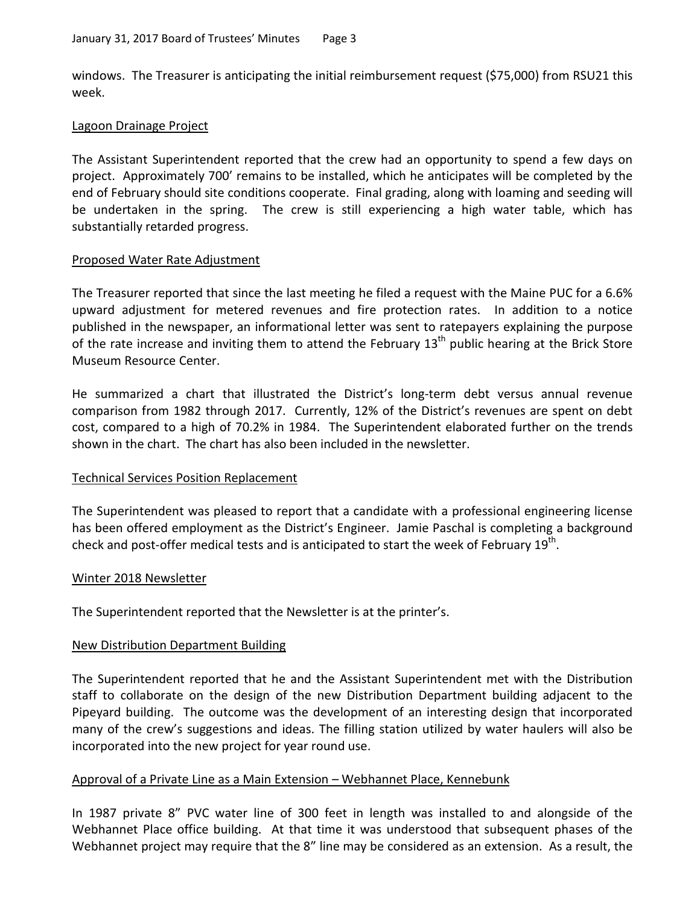windows. The Treasurer is anticipating the initial reimbursement request ($75,000) from RSU21 this week.

## Lagoon Drainage Project

The Assistant Superintendent reported that the crew had an opportunity to spend a few days on project. Approximately 700' remains to be installed, which he anticipates will be completed by the end of February should site conditions cooperate. Final grading, along with loaming and seeding will be undertaken in the spring. The crew is still experiencing a high water table, which has substantially retarded progress.

## Proposed Water Rate Adjustment

The Treasurer reported that since the last meeting he filed a request with the Maine PUC for a 6.6% upward adjustment for metered revenues and fire protection rates. In addition to a notice published in the newspaper, an informational letter was sent to ratepayers explaining the purpose of the rate increase and inviting them to attend the February 13th public hearing at the Brick Store Museum Resource Center.

He summarized a chart that illustrated the District's long-term debt versus annual revenue comparison from 1982 through 2017. Currently, 12% of the District's revenues are spent on debt cost, compared to a high of 70.2% in 1984. The Superintendent elaborated further on the trends shown in the chart. The chart has also been included in the newsletter.

## Technical Services Position Replacement

The Superintendent was pleased to report that a candidate with a professional engineering license has been offered employment as the District's Engineer. Jamie Paschal is completing a background check and post-offer medical tests and is anticipated to start the week of February 19th.

## Winter 2018 Newsletter

The Superintendent reported that the Newsletter is at the printer's.

## New Distribution Department Building

The Superintendent reported that he and the Assistant Superintendent met with the Distribution staff to collaborate on the design of the new Distribution Department building adjacent to the Pipeyard building. The outcome was the development of an interesting design that incorporated many of the crew's suggestions and ideas. The filling station utilized by water haulers will also be incorporated into the new project for year round use.

## Approval of a Private Line as a Main Extension – Webhannet Place, Kennebunk

In 1987 private 8" PVC water line of 300 feet in length was installed to and alongside of the Webhannet Place office building. At that time it was understood that subsequent phases of the Webhannet project may require that the 8" line may be considered as an extension. As a result, the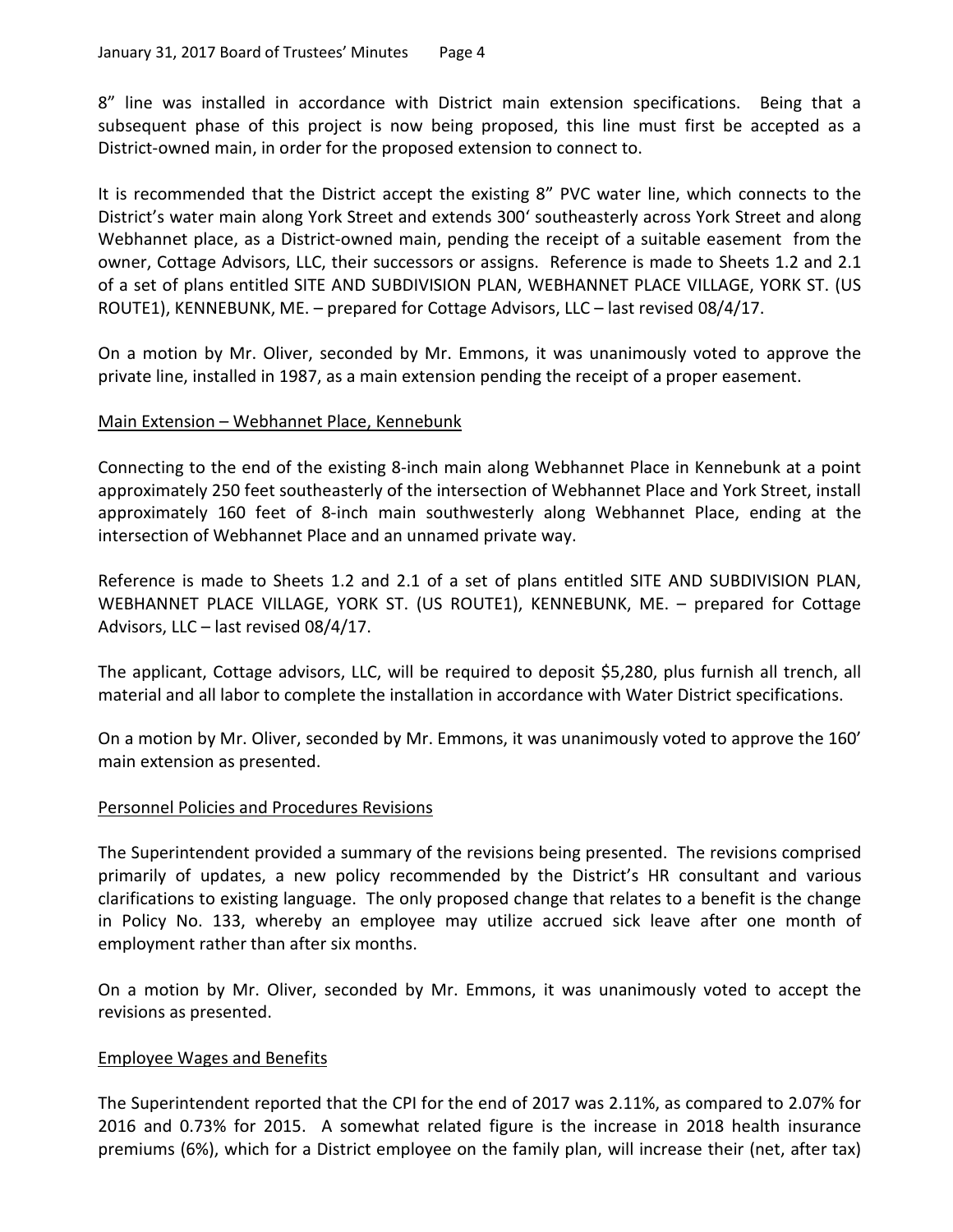8" line was installed in accordance with District main extension specifications. Being that a subsequent phase of this project is now being proposed, this line must first be accepted as a District-owned main, in order for the proposed extension to connect to.

It is recommended that the District accept the existing 8" PVC water line, which connects to the District's water main along York Street and extends 300' southeasterly across York Street and along Webhannet place, as a District-owned main, pending the receipt of a suitable easement from the owner, Cottage Advisors, LLC, their successors or assigns. Reference is made to Sheets 1.2 and 2.1 of a set of plans entitled SITE AND SUBDIVISION PLAN, WEBHANNET PLACE VILLAGE, YORK ST. (US ROUTE1), KENNEBUNK, ME. – prepared for Cottage Advisors, LLC – last revised 08/4/17.

On a motion by Mr. Oliver, seconded by Mr. Emmons, it was unanimously voted to approve the private line, installed in 1987, as a main extension pending the receipt of a proper easement.

## Main Extension – Webhannet Place, Kennebunk

Connecting to the end of the existing 8-inch main along Webhannet Place in Kennebunk at a point approximately 250 feet southeasterly of the intersection of Webhannet Place and York Street, install approximately 160 feet of 8-inch main southwesterly along Webhannet Place, ending at the intersection of Webhannet Place and an unnamed private way.

Reference is made to Sheets 1.2 and 2.1 of a set of plans entitled SITE AND SUBDIVISION PLAN, WEBHANNET PLACE VILLAGE, YORK ST. (US ROUTE1), KENNEBUNK, ME. – prepared for Cottage Advisors, LLC – last revised 08/4/17.

The applicant, Cottage advisors, LLC, will be required to deposit $5,280, plus furnish all trench, all material and all labor to complete the installation in accordance with Water District specifications.

On a motion by Mr. Oliver, seconded by Mr. Emmons, it was unanimously voted to approve the 160' main extension as presented.

## Personnel Policies and Procedures Revisions

The Superintendent provided a summary of the revisions being presented. The revisions comprised primarily of updates, a new policy recommended by the District's HR consultant and various clarifications to existing language. The only proposed change that relates to a benefit is the change in Policy No. 133, whereby an employee may utilize accrued sick leave after one month of employment rather than after six months.

On a motion by Mr. Oliver, seconded by Mr. Emmons, it was unanimously voted to accept the revisions as presented.

## Employee Wages and Benefits

The Superintendent reported that the CPI for the end of 2017 was 2.11%, as compared to 2.07% for 2016 and 0.73% for 2015. A somewhat related figure is the increase in 2018 health insurance premiums (6%), which for a District employee on the family plan, will increase their (net, after tax)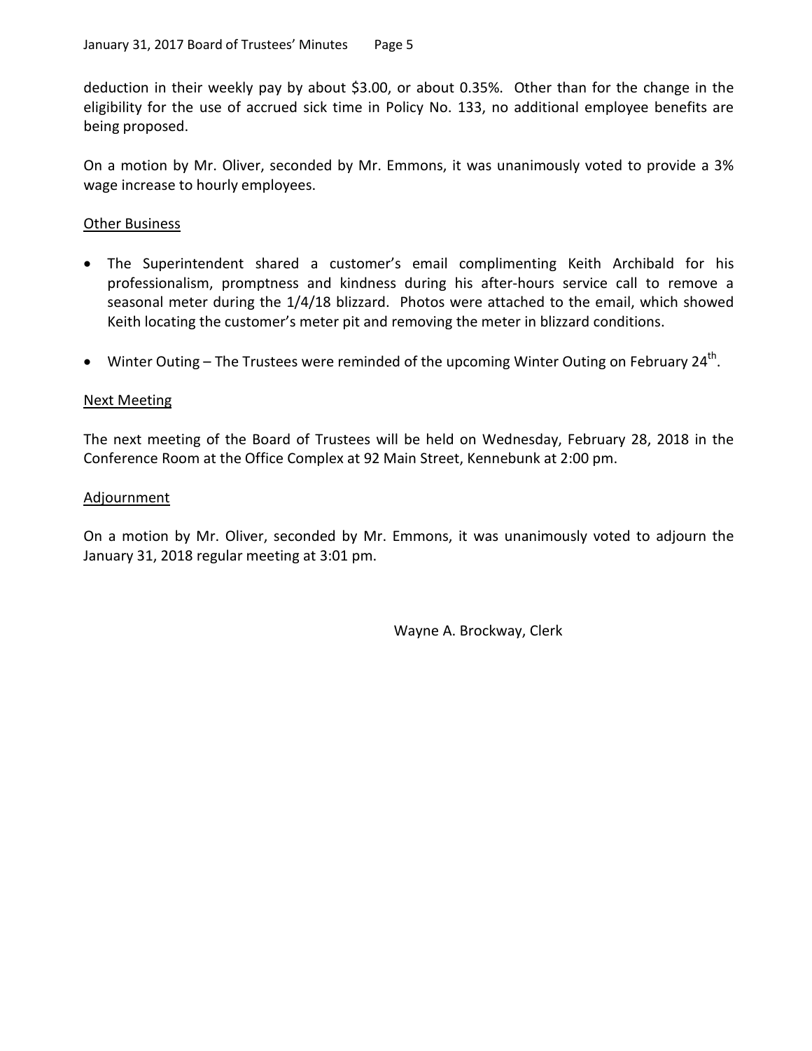deduction in their weekly pay by about $3.00, or about 0.35%. Other than for the change in the eligibility for the use of accrued sick time in Policy No. 133, no additional employee benefits are being proposed.

On a motion by Mr. Oliver, seconded by Mr. Emmons, it was unanimously voted to provide a 3% wage increase to hourly employees.

## Other Business

- The Superintendent shared a customer's email complimenting Keith Archibald for his professionalism, promptness and kindness during his after-hours service call to remove a seasonal meter during the 1/4/18 blizzard. Photos were attached to the email, which showed Keith locating the customer's meter pit and removing the meter in blizzard conditions.

- Winter Outing – The Trustees were reminded of the upcoming Winter Outing on February 24th.

## Next Meeting

The next meeting of the Board of Trustees will be held on Wednesday, February 28, 2018 in the Conference Room at the Office Complex at 92 Main Street, Kennebunk at 2:00 pm.

## Adjournment

On a motion by Mr. Oliver, seconded by Mr. Emmons, it was unanimously voted to adjourn the January 31, 2018 regular meeting at 3:01 pm.

Wayne A. Brockway, Clerk